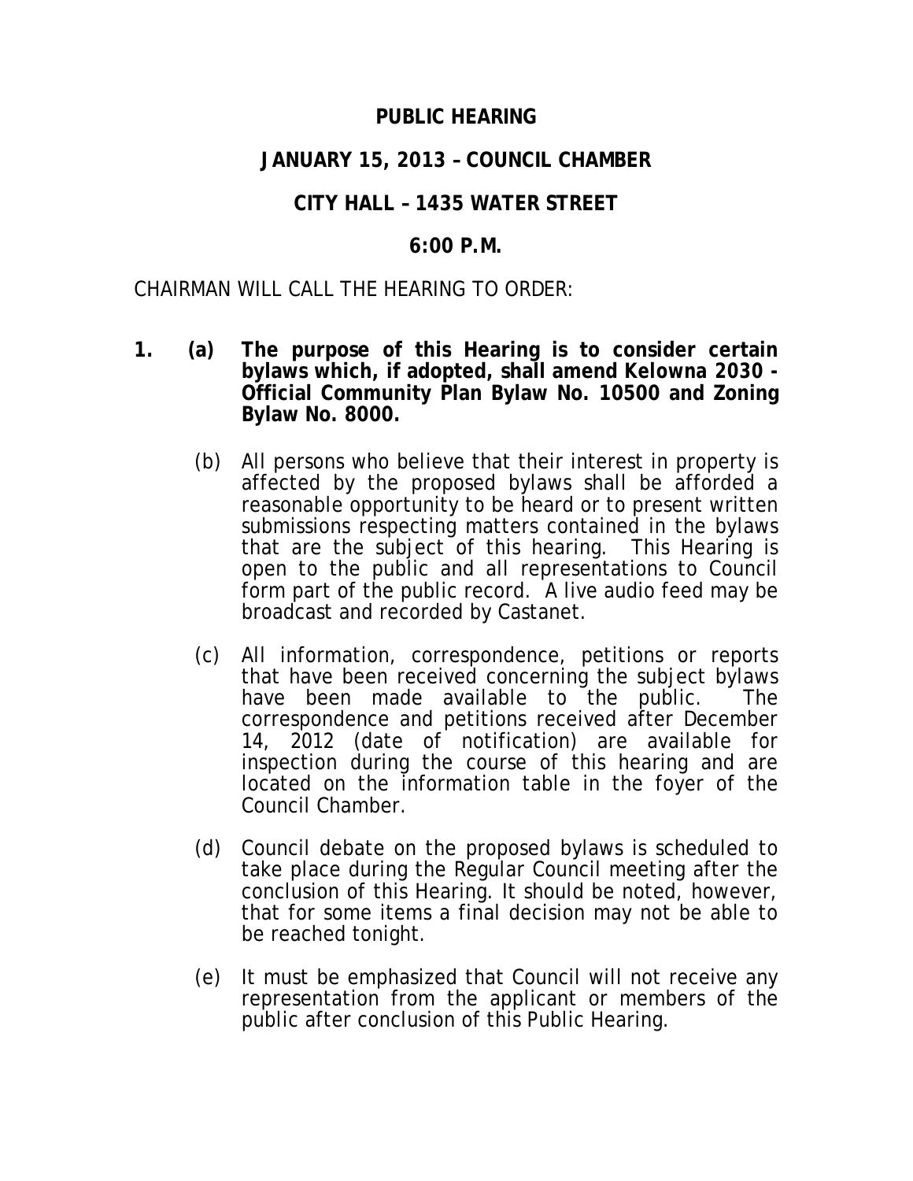# PUBLIC HEARING

## JANUARY 15, 2013 – COUNCIL CHAMBER

## CITY HALL – 1435 WATER STREET

## 6:00 P.M.

CHAIRMAN WILL CALL THE HEARING TO ORDER:

1. **(a) The purpose of this Hearing is to consider certain bylaws which, if adopted, shall amend Kelowna 2030 - Official Community Plan Bylaw No. 10500 and Zoning Bylaw No. 8000.**

   (b) All persons who believe that their interest in property is affected by the proposed bylaws shall be afforded a reasonable opportunity to be heard or to present written submissions respecting matters contained in the bylaws that are the subject of this hearing. This Hearing is open to the public and all representations to Council form part of the public record. A live audio feed may be broadcast and recorded by Castanet.

   (c) All information, correspondence, petitions or reports that have been received concerning the subject bylaws have been made available to the public. The correspondence and petitions received after December 14, 2012 (date of notification) are available for inspection during the course of this hearing and are located on the information table in the foyer of the Council Chamber.

   (d) Council debate on the proposed bylaws is scheduled to take place during the Regular Council meeting after the conclusion of this Hearing. It should be noted, however, that for some items a final decision may not be able to be reached tonight.

   (e) It must be emphasized that Council will not receive any representation from the applicant or members of the public after conclusion of this Public Hearing.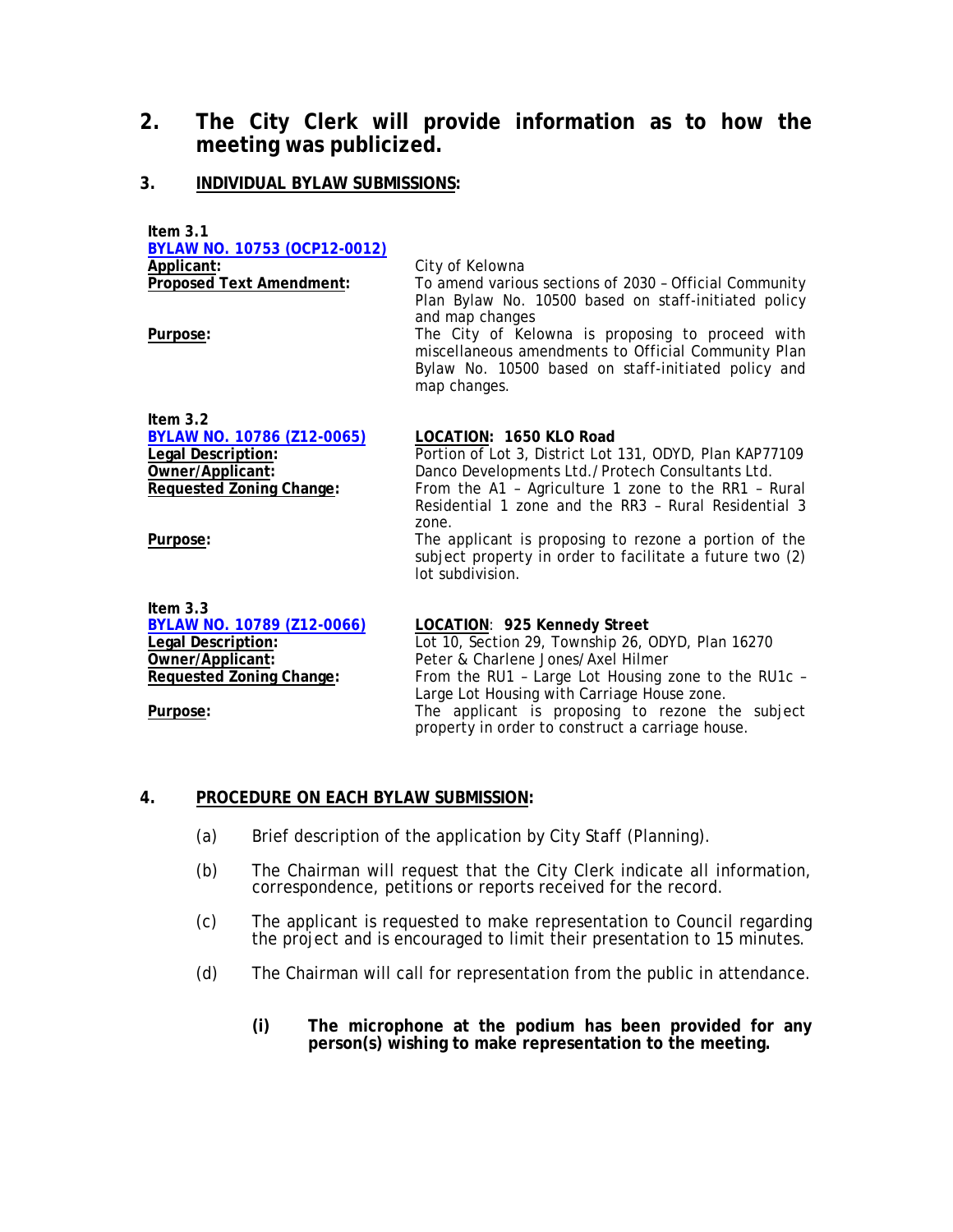## 2. The City Clerk will provide information as to how the meeting was publicized.

### 3. INDIVIDUAL BYLAW SUBMISSIONS:

**Item 3.1**
**BYLAW NO. 10753 (OCP12-0012)**

**Applicant:** City of Kelowna

**Proposed Text Amendment:** To amend various sections of 2030 – Official Community Plan Bylaw No. 10500 based on staff-initiated policy and map changes

**Purpose:** The City of Kelowna is proposing to proceed with miscellaneous amendments to Official Community Plan Bylaw No. 10500 based on staff-initiated policy and map changes.

**Item 3.2**
**BYLAW NO. 10786 (Z12-0065)** — **LOCATION: 1650 KLO Road**

**Legal Description:** Portion of Lot 3, District Lot 131, ODYD, Plan KAP77109

**Owner/Applicant:** Danco Developments Ltd./Protech Consultants Ltd.

**Requested Zoning Change:** From the A1 – Agriculture 1 zone to the RR1 – Rural Residential 1 zone and the RR3 – Rural Residential 3 zone.

**Purpose:** The applicant is proposing to rezone a portion of the subject property in order to facilitate a future two (2) lot subdivision.

**Item 3.3**
**BYLAW NO. 10789 (Z12-0066)** — **LOCATION: 925 Kennedy Street**

**Legal Description:** Lot 10, Section 29, Township 26, ODYD, Plan 16270

**Owner/Applicant:** Peter & Charlene Jones/Axel Hilmer

**Requested Zoning Change:** From the RU1 – Large Lot Housing zone to the RU1c – Large Lot Housing with Carriage House zone.

**Purpose:** The applicant is proposing to rezone the subject property in order to construct a carriage house.

### 4. PROCEDURE ON EACH BYLAW SUBMISSION:

(a) Brief description of the application by City Staff (Planning).

(b) The Chairman will request that the City Clerk indicate all information, correspondence, petitions or reports received for the record.

(c) The applicant is requested to make representation to Council regarding the project and is encouraged to limit their presentation to 15 minutes.

(d) The Chairman will call for representation from the public in attendance.

**(i) The microphone at the podium has been provided for any person(s) wishing to make representation to the meeting.**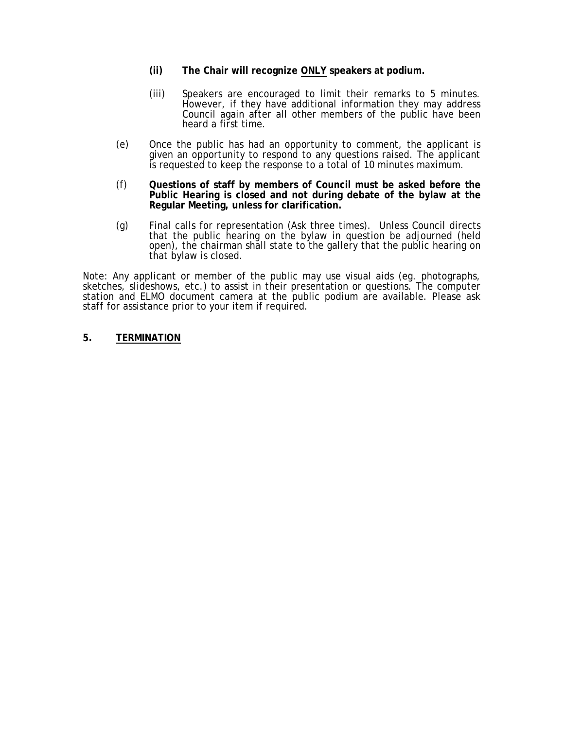**(ii) The Chair will recognize ONLY speakers at podium.**

(iii) Speakers are encouraged to limit their remarks to 5 minutes. However, if they have additional information they may address Council again after all other members of the public have been heard a first time.

(e) Once the public has had an opportunity to comment, the applicant is given an opportunity to respond to any questions raised. The applicant is requested to keep the response to a total of 10 minutes maximum.

(f) **Questions of staff by members of Council must be asked before the Public Hearing is closed and not during debate of the bylaw at the Regular Meeting, unless for clarification.**

(g) Final calls for representation (Ask three times). Unless Council directs that the public hearing on the bylaw in question be adjourned (held open), the chairman shall state to the gallery that the public hearing on that bylaw is closed.

Note: Any applicant or member of the public may use visual aids (eg. photographs, sketches, slideshows, etc.) to assist in their presentation or questions. The computer station and ELMO document camera at the public podium are available. Please ask staff for assistance prior to your item if required.

## 5. TERMINATION